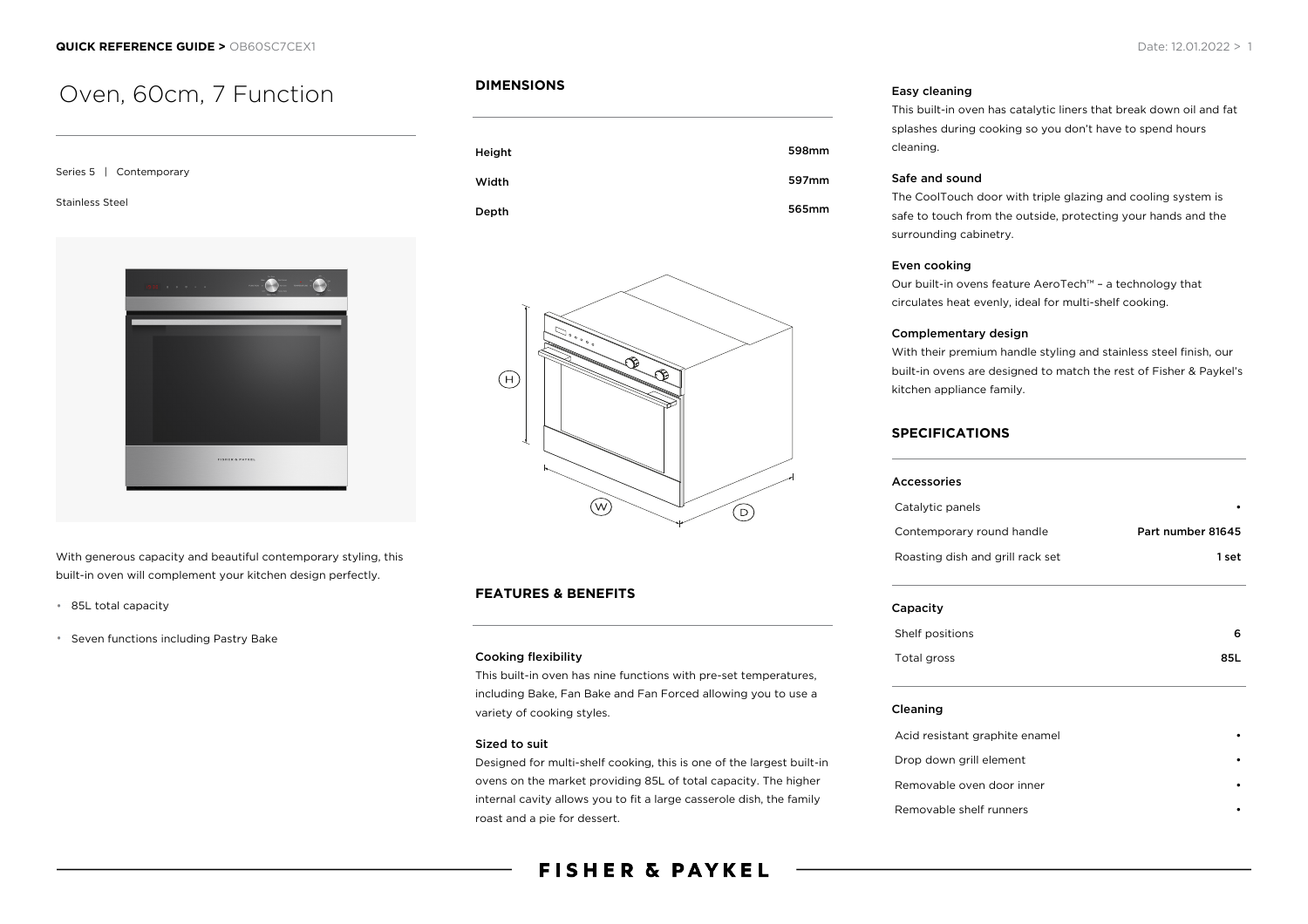# Oven, 60cm, 7 Function

Series 5 | Contemporary

Stainless Steel

With generous capacity and beautiful contemporary styling, this built-in oven will complement your kitchen design perfectly.

- 85L total capacity
- Seven functions including Pastry Bake

## DIMENSIONS

| | |
|---|---|
| Height | 598mm |
| Width | 597mm |
| Depth | 565mm |

## FEATURES & BENEFITS

### Cooking flexibility

This built-in oven has nine functions with pre-set temperatures, including Bake, Fan Bake and Fan Forced allowing you to use a variety of cooking styles.

### Sized to suit

Designed for multi-shelf cooking, this is one of the largest built-in ovens on the market providing 85L of total capacity. The higher internal cavity allows you to fit a large casserole dish, the family roast and a pie for dessert.

### Easy cleaning

This built-in oven has catalytic liners that break down oil and fat splashes during cooking so you don't have to spend hours cleaning.

### Safe and sound

The CoolTouch door with triple glazing and cooling system is safe to touch from the outside, protecting your hands and the surrounding cabinetry.

### Even cooking

Our built-in ovens feature AeroTech™ – a technology that circulates heat evenly, ideal for multi-shelf cooking.

### Complementary design

With their premium handle styling and stainless steel finish, our built-in ovens are designed to match the rest of Fisher & Paykel's kitchen appliance family.

## SPECIFICATIONS

| Accessories | |
|---|---|
| Catalytic panels | • |
| Contemporary round handle | Part number 81645 |
| Roasting dish and grill rack set | 1 set |

| Capacity | |
|---|---|
| Shelf positions | 6 |
| Total gross | 85L |

| Cleaning | |
|---|---|
| Acid resistant graphite enamel | • |
| Drop down grill element | • |
| Removable oven door inner | • |
| Removable shelf runners | • |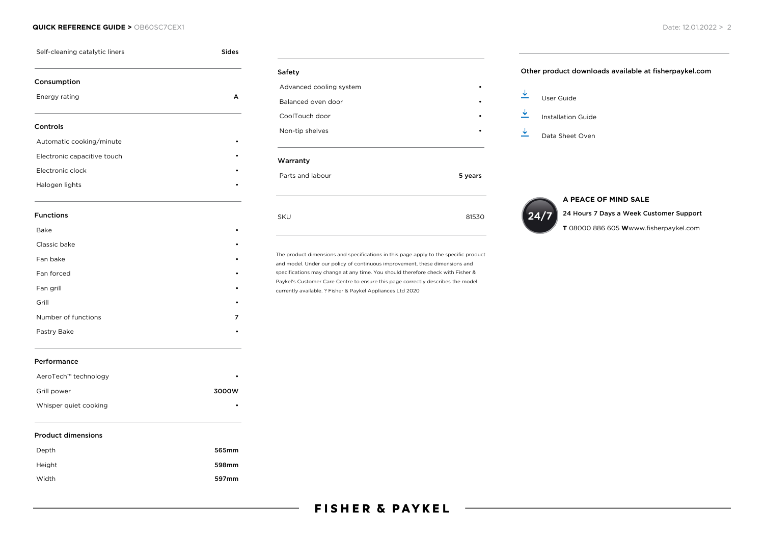| | |
|---|---|
| Self-cleaning catalytic liners | Sides |

## Consumption

| | |
|---|---|
| Energy rating | A |

## Controls

| | |
|---|---|
| Automatic cooking/minute | • |
| Electronic capacitive touch | • |
| Electronic clock | • |
| Halogen lights | • |

## Functions

| | |
|---|---|
| Bake | • |
| Classic bake | • |
| Fan bake | • |
| Fan forced | • |
| Fan grill | • |
| Grill | • |
| Number of functions | 7 |
| Pastry Bake | • |

## Performance

| | |
|---|---|
| AeroTech™ technology | • |
| Grill power | 3000W |
| Whisper quiet cooking | • |

## Product dimensions

| | |
|---|---|
| Depth | 565mm |
| Height | 598mm |
| Width | 597mm |

## Safety

| | |
|---|---|
| Advanced cooling system | • |
| Balanced oven door | • |
| CoolTouch door | • |
| Non-tip shelves | • |

## Warranty

| | |
|---|---|
| Parts and labour | 5 years |

| | |
|---|---|
| SKU | 81530 |

The product dimensions and specifications in this page apply to the specific product and model. Under our policy of continuous improvement, these dimensions and specifications may change at any time. You should therefore check with Fisher & Paykel's Customer Care Centre to ensure this page correctly describes the model currently available. ? Fisher & Paykel Appliances Ltd 2020

**Other product downloads available at fisherpaykel.com**

- User Guide
- Installation Guide
- Data Sheet Oven

24/7

**A PEACE OF MIND SALE**

**24 Hours 7 Days a Week Customer Support**

**T** 08000 886 605 **W**www.fisherpaykel.com

FISHER & PAYKEL